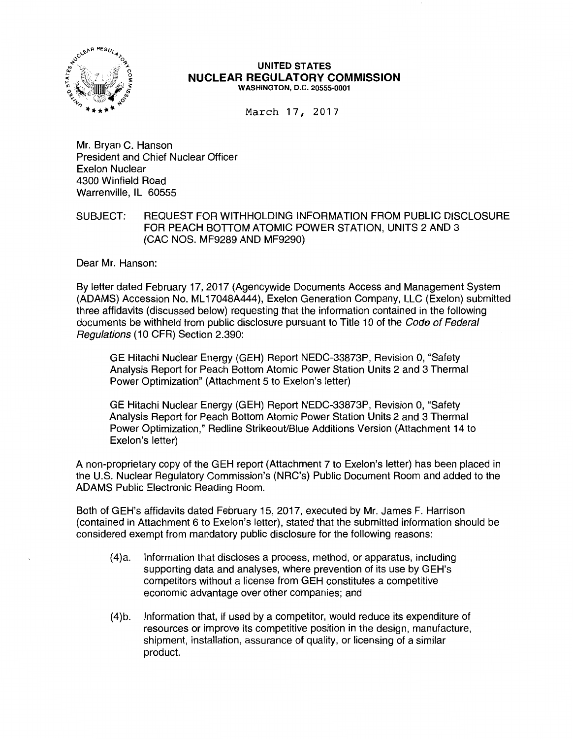**UNITED STATES**
**NUCLEAR REGULATORY COMMISSION**
**WASHINGTON, D.C. 20555-0001**

March 17, 2017

Mr. Bryan C. Hanson
President and Chief Nuclear Officer
Exelon Nuclear
4300 Winfield Road
Warrenville, IL 60555

SUBJECT: REQUEST FOR WITHHOLDING INFORMATION FROM PUBLIC DISCLOSURE FOR PEACH BOTTOM ATOMIC POWER STATION, UNITS 2 AND 3 (CAC NOS. MF9289 AND MF9290)

Dear Mr. Hanson:

By letter dated February 17, 2017 (Agencywide Documents Access and Management System (ADAMS) Accession No. ML17048A444), Exelon Generation Company, LLC (Exelon) submitted three affidavits (discussed below) requesting that the information contained in the following documents be withheld from public disclosure pursuant to Title 10 of the *Code of Federal Regulations* (10 CFR) Section 2.390:

> GE Hitachi Nuclear Energy (GEH) Report NEDC-33873P, Revision 0, "Safety Analysis Report for Peach Bottom Atomic Power Station Units 2 and 3 Thermal Power Optimization" (Attachment 5 to Exelon's letter)
>
> GE Hitachi Nuclear Energy (GEH) Report NEDC-33873P, Revision 0, "Safety Analysis Report for Peach Bottom Atomic Power Station Units 2 and 3 Thermal Power Optimization," Redline Strikeout/Blue Additions Version (Attachment 14 to Exelon's letter)

A non-proprietary copy of the GEH report (Attachment 7 to Exelon's letter) has been placed in the U.S. Nuclear Regulatory Commission's (NRC's) Public Document Room and added to the ADAMS Public Electronic Reading Room.

Both of GEH's affidavits dated February 15, 2017, executed by Mr. James F. Harrison (contained in Attachment 6 to Exelon's letter), stated that the submitted information should be considered exempt from mandatory public disclosure for the following reasons:

(4)a. Information that discloses a process, method, or apparatus, including supporting data and analyses, where prevention of its use by GEH's competitors without a license from GEH constitutes a competitive economic advantage over other companies; and

(4)b. Information that, if used by a competitor, would reduce its expenditure of resources or improve its competitive position in the design, manufacture, shipment, installation, assurance of quality, or licensing of a similar product.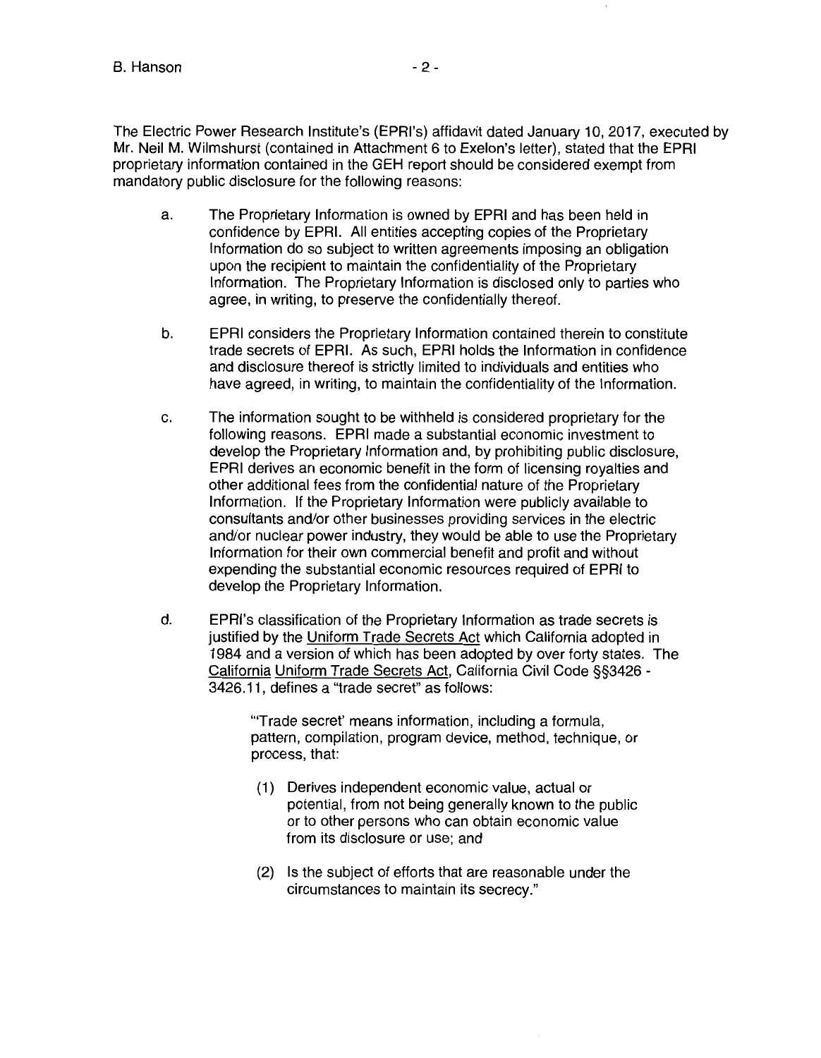The Electric Power Research Institute's (EPRI's) affidavit dated January 10, 2017, executed by Mr. Neil M. Wilmshurst (contained in Attachment 6 to Exelon's letter), stated that the EPRI proprietary information contained in the GEH report should be considered exempt from mandatory public disclosure for the following reasons:

a. The Proprietary Information is owned by EPRI and has been held in confidence by EPRI. All entities accepting copies of the Proprietary Information do so subject to written agreements imposing an obligation upon the recipient to maintain the confidentiality of the Proprietary Information. The Proprietary Information is disclosed only to parties who agree, in writing, to preserve the confidentially thereof.

b. EPRI considers the Proprietary Information contained therein to constitute trade secrets of EPRI. As such, EPRI holds the Information in confidence and disclosure thereof is strictly limited to individuals and entities who have agreed, in writing, to maintain the confidentiality of the Information.

c. The information sought to be withheld is considered proprietary for the following reasons. EPRI made a substantial economic investment to develop the Proprietary Information and, by prohibiting public disclosure, EPRI derives an economic benefit in the form of licensing royalties and other additional fees from the confidential nature of the Proprietary Information. If the Proprietary Information were publicly available to consultants and/or other businesses providing services in the electric and/or nuclear power industry, they would be able to use the Proprietary Information for their own commercial benefit and profit and without expending the substantial economic resources required of EPRI to develop the Proprietary Information.

d. EPRI's classification of the Proprietary Information as trade secrets is justified by the Uniform Trade Secrets Act which California adopted in 1984 and a version of which has been adopted by over forty states. The California Uniform Trade Secrets Act, California Civil Code §§3426 - 3426.11, defines a "trade secret" as follows:

> "'Trade secret' means information, including a formula, pattern, compilation, program device, method, technique, or process, that:
>
> (1) Derives independent economic value, actual or potential, from not being generally known to the public or to other persons who can obtain economic value from its disclosure or use; and
>
> (2) Is the subject of efforts that are reasonable under the circumstances to maintain its secrecy."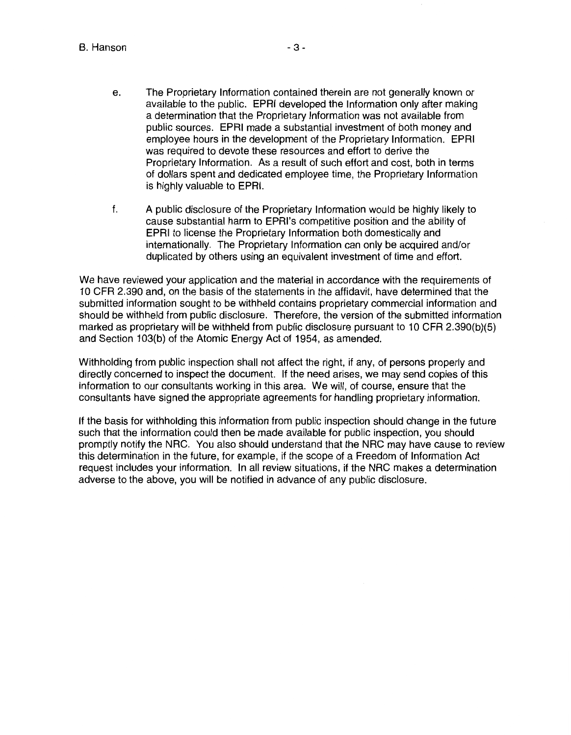e. The Proprietary Information contained therein are not generally known or available to the public. EPRI developed the Information only after making a determination that the Proprietary Information was not available from public sources. EPRI made a substantial investment of both money and employee hours in the development of the Proprietary Information. EPRI was required to devote these resources and effort to derive the Proprietary Information. As a result of such effort and cost, both in terms of dollars spent and dedicated employee time, the Proprietary Information is highly valuable to EPRI.

f. A public disclosure of the Proprietary Information would be highly likely to cause substantial harm to EPRI's competitive position and the ability of EPRI to license the Proprietary Information both domestically and internationally. The Proprietary Information can only be acquired and/or duplicated by others using an equivalent investment of time and effort.

We have reviewed your application and the material in accordance with the requirements of 10 CFR 2.390 and, on the basis of the statements in the affidavit, have determined that the submitted information sought to be withheld contains proprietary commercial information and should be withheld from public disclosure. Therefore, the version of the submitted information marked as proprietary will be withheld from public disclosure pursuant to 10 CFR 2.390(b)(5) and Section 103(b) of the Atomic Energy Act of 1954, as amended.

Withholding from public inspection shall not affect the right, if any, of persons properly and directly concerned to inspect the document. If the need arises, we may send copies of this information to our consultants working in this area. We will, of course, ensure that the consultants have signed the appropriate agreements for handling proprietary information.

If the basis for withholding this information from public inspection should change in the future such that the information could then be made available for public inspection, you should promptly notify the NRC. You also should understand that the NRC may have cause to review this determination in the future, for example, if the scope of a Freedom of Information Act request includes your information. In all review situations, if the NRC makes a determination adverse to the above, you will be notified in advance of any public disclosure.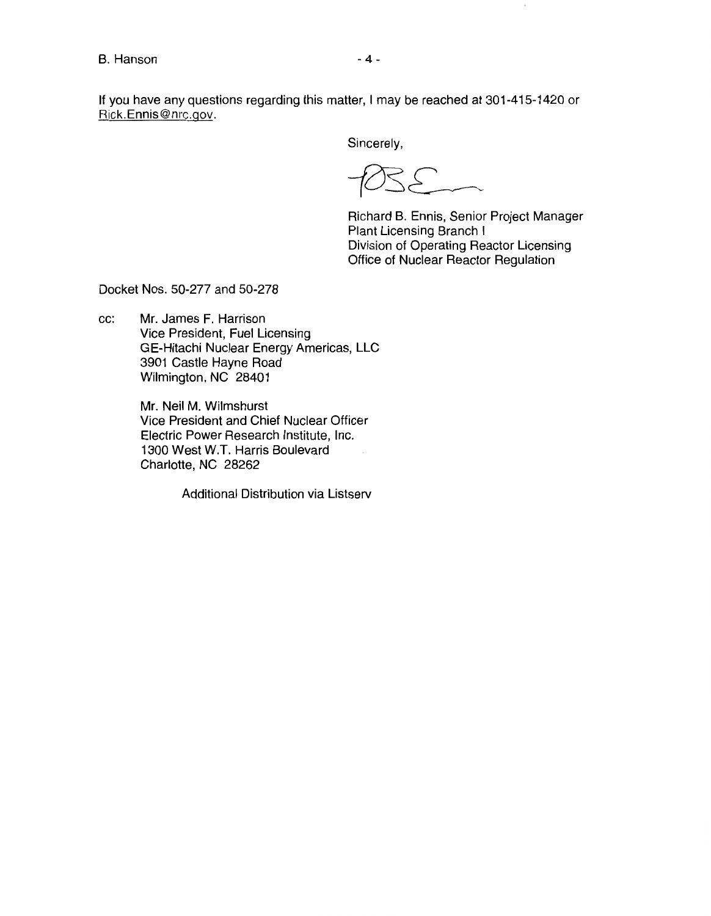If you have any questions regarding this matter, I may be reached at 301-415-1420 or Rick.Ennis@nrc.gov.

Sincerely,

Richard B. Ennis, Senior Project Manager
Plant Licensing Branch I
Division of Operating Reactor Licensing
Office of Nuclear Reactor Regulation

Docket Nos. 50-277 and 50-278

cc: Mr. James F. Harrison
Vice President, Fuel Licensing
GE-Hitachi Nuclear Energy Americas, LLC
3901 Castle Hayne Road
Wilmington, NC 28401

Mr. Neil M. Wilmshurst
Vice President and Chief Nuclear Officer
Electric Power Research Institute, Inc.
1300 West W.T. Harris Boulevard
Charlotte, NC 28262

Additional Distribution via Listserv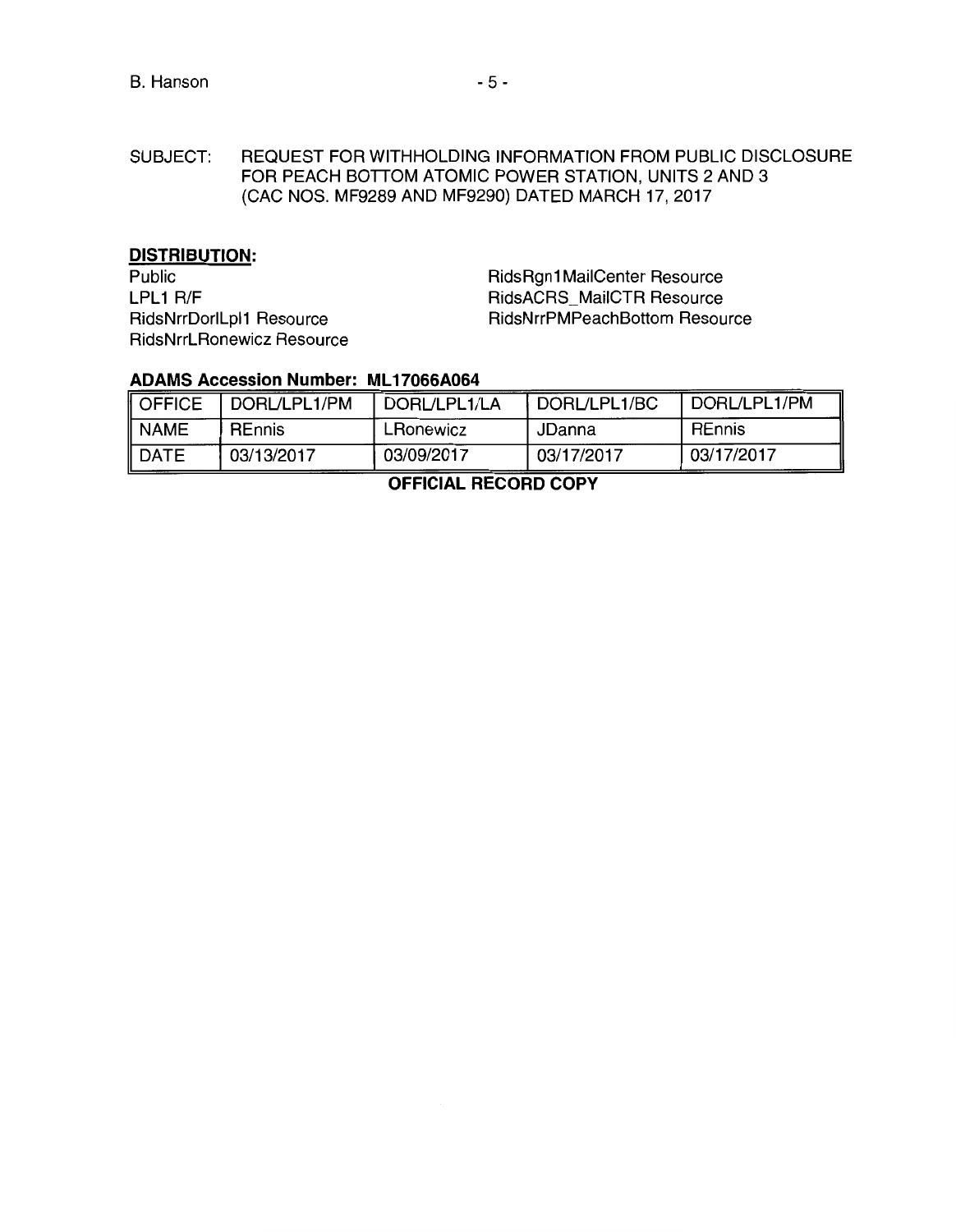SUBJECT: REQUEST FOR WITHHOLDING INFORMATION FROM PUBLIC DISCLOSURE FOR PEACH BOTTOM ATOMIC POWER STATION, UNITS 2 AND 3 (CAC NOS. MF9289 AND MF9290) DATED MARCH 17, 2017

**DISTRIBUTION:**

Public
LPL1 R/F
RidsNrrDorlLpl1 Resource
RidsNrrLRonewicz Resource
RidsRgn1MailCenter Resource
RidsACRS_MailCTR Resource
RidsNrrPMPeachBottom Resource

**ADAMS Accession Number: ML17066A064**

| OFFICE | DORL/LPL1/PM | DORL/LPL1/LA | DORL/LPL1/BC | DORL/LPL1/PM |
|---|---|---|---|---|
| NAME | REnnis | LRonewicz | JDanna | REnnis |
| DATE | 03/13/2017 | 03/09/2017 | 03/17/2017 | 03/17/2017 |

**OFFICIAL RECORD COPY**